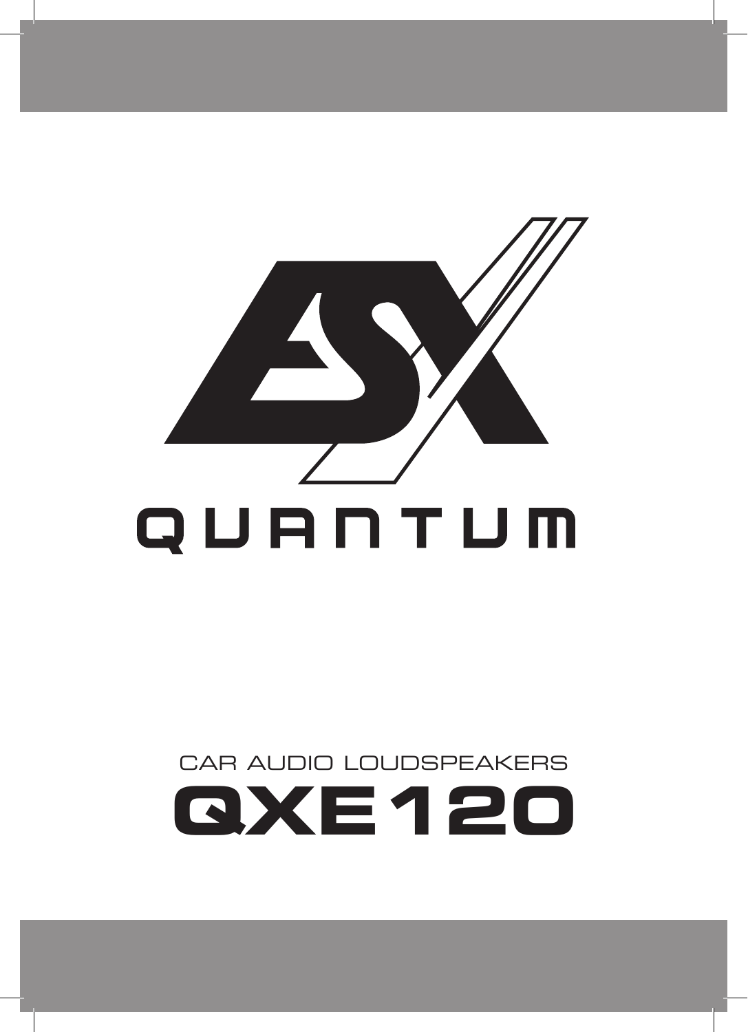# ESX

## QUANTUM

CAR AUDIO LOUDSPEAKERS

# QXE120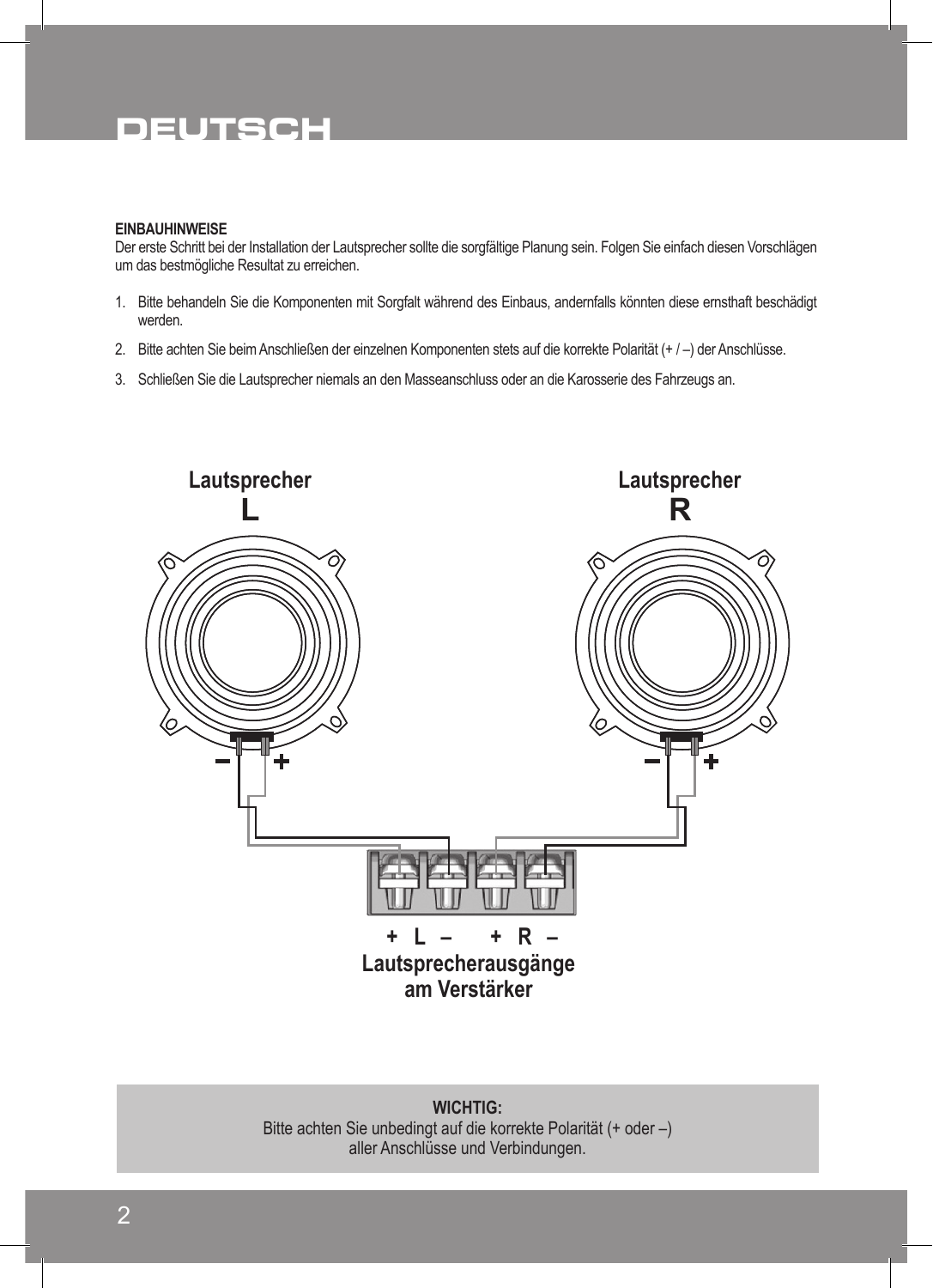# DEUTSCH

**EINBAUHINWEISE**

Der erste Schritt bei der Installation der Lautsprecher sollte die sorgfältige Planung sein. Folgen Sie einfach diesen Vorschlägen um das bestmögliche Resultat zu erreichen.

1. Bitte behandeln Sie die Komponenten mit Sorgfalt während des Einbaus, andernfalls könnten diese ernsthaft beschädigt werden.
2. Bitte achten Sie beim Anschließen der einzelnen Komponenten stets auf die korrekte Polarität (+ / –) der Anschlüsse.
3. Schließen Sie die Lautsprecher niemals an den Masseanschluss oder an die Karosserie des Fahrzeugs an.

**Lautsprecher L**

**Lautsprecher R**

– +

– +

**+ L – + R –**

**Lautsprecherausgänge am Verstärker**

**WICHTIG:**
Bitte achten Sie unbedingt auf die korrekte Polarität (+ oder –) aller Anschlüsse und Verbindungen.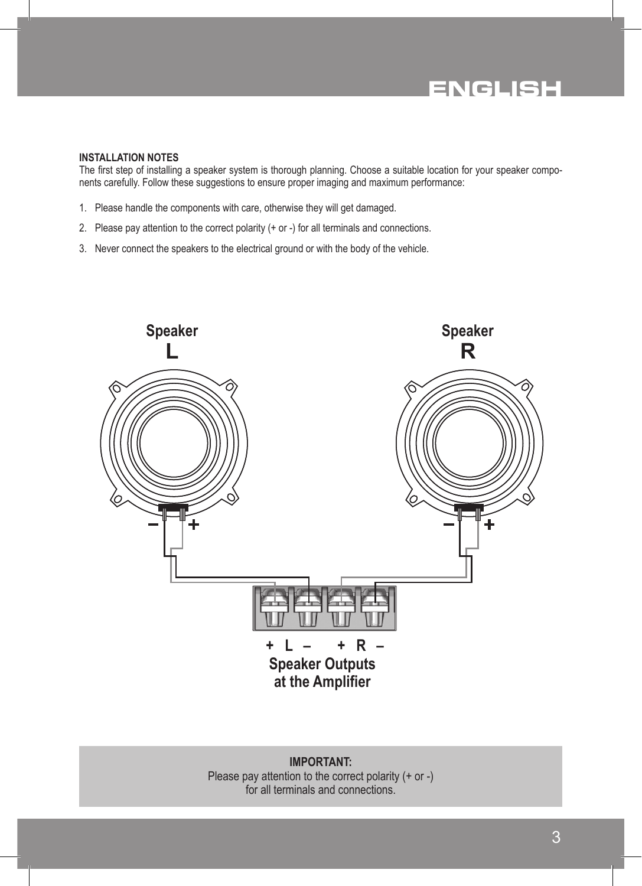**INSTALLATION NOTES**

The first step of installing a speaker system is thorough planning. Choose a suitable location for your speaker components carefully. Follow these suggestions to ensure proper imaging and maximum performance:

1. Please handle the components with care, otherwise they will get damaged.
2. Please pay attention to the correct polarity (+ or -) for all terminals and connections.
3. Never connect the speakers to the electrical ground or with the body of the vehicle.

Speaker L

Speaker R

+ L – + R –

**Speaker Outputs at the Amplifier**

**IMPORTANT:**
Please pay attention to the correct polarity (+ or -) for all terminals and connections.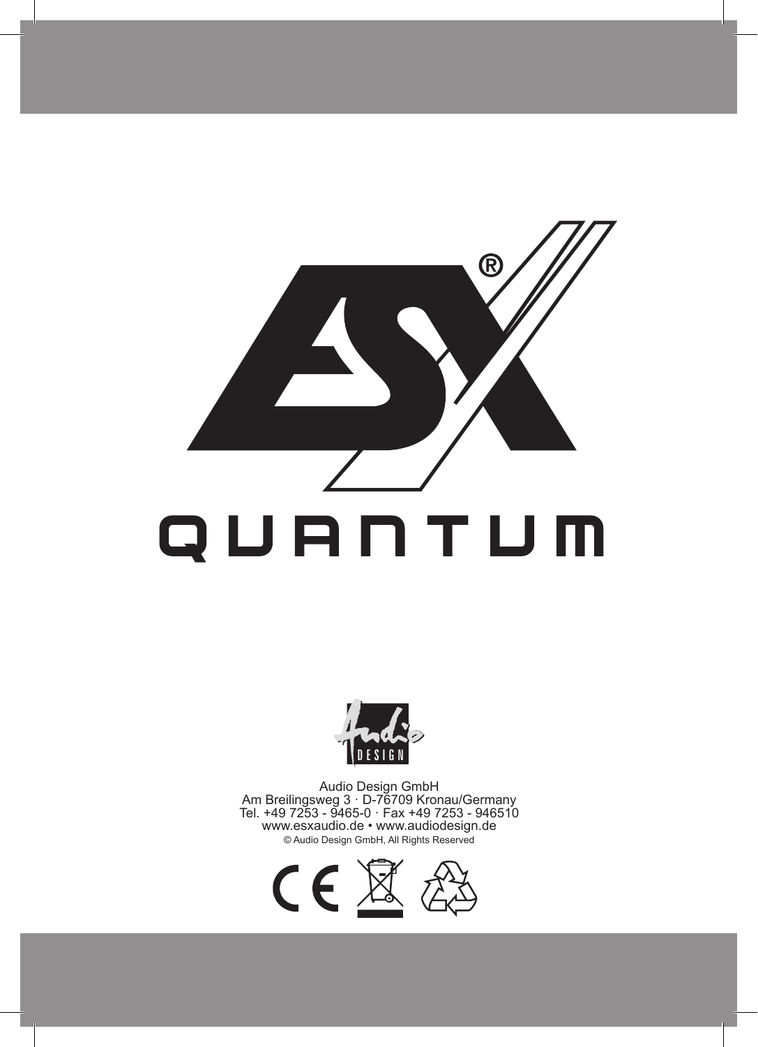QUANTUM

Audio Design GmbH
Am Breilingsweg 3 · D-76709 Kronau/Germany
Tel. +49 7253 - 9465-0 · Fax +49 7253 - 946510
www.esxaudio.de • www.audiodesign.de
© Audio Design GmbH, All Rights Reserved